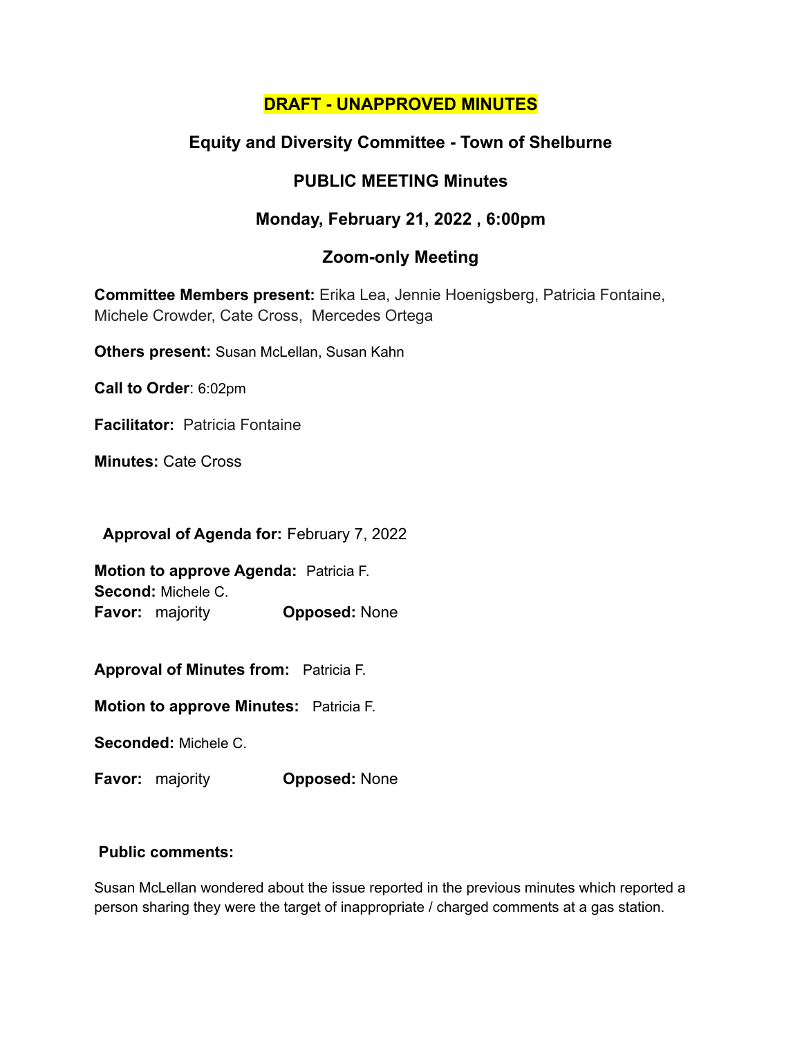**DRAFT - UNAPPROVED MINUTES**

## Equity and Diversity Committee - Town of Shelburne

## PUBLIC MEETING Minutes

## Monday, February 21, 2022 , 6:00pm

## Zoom-only Meeting

**Committee Members present:** Erika Lea, Jennie Hoenigsberg, Patricia Fontaine, Michele Crowder, Cate Cross, Mercedes Ortega

**Others present:** Susan McLellan, Susan Kahn

**Call to Order**: 6:02pm

**Facilitator:** Patricia Fontaine

**Minutes:** Cate Cross

**Approval of Agenda for:** February 7, 2022

**Motion to approve Agenda:** Patricia F.
**Second:** Michele C.
**Favor:** majority **Opposed:** None

**Approval of Minutes from:** Patricia F.

**Motion to approve Minutes:** Patricia F.

**Seconded:** Michele C.

**Favor:** majority **Opposed:** None

**Public comments:**

Susan McLellan wondered about the issue reported in the previous minutes which reported a person sharing they were the target of inappropriate / charged comments at a gas station.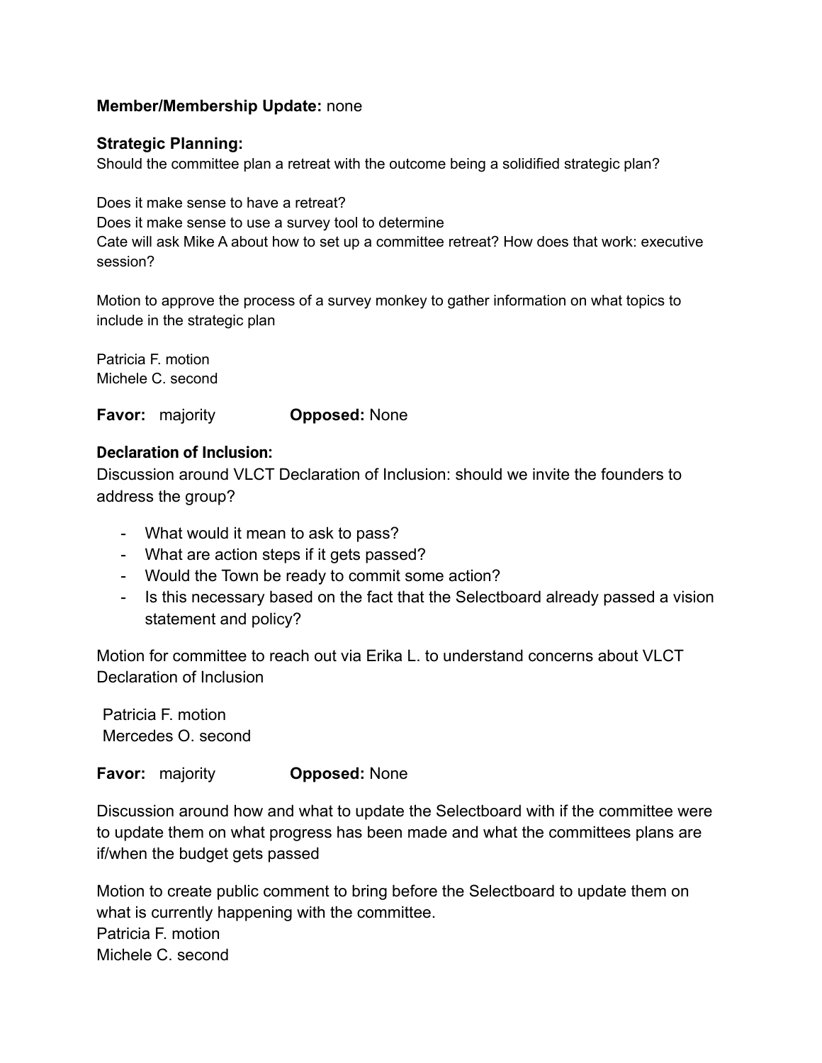**Member/Membership Update:** none

**Strategic Planning:**

Should the committee plan a retreat with the outcome being a solidified strategic plan?

Does it make sense to have a retreat?
Does it make sense to use a survey tool to determine
Cate will ask Mike A about how to set up a committee retreat? How does that work: executive session?

Motion to approve the process of a survey monkey to gather information on what topics to include in the strategic plan

Patricia F. motion
Michele C. second

**Favor:** majority **Opposed:** None

**Declaration of Inclusion:**

Discussion around VLCT Declaration of Inclusion: should we invite the founders to address the group?

- What would it mean to ask to pass?
- What are action steps if it gets passed?
- Would the Town be ready to commit some action?
- Is this necessary based on the fact that the Selectboard already passed a vision statement and policy?

Motion for committee to reach out via Erika L. to understand concerns about VLCT Declaration of Inclusion

Patricia F. motion
Mercedes O. second

**Favor:** majority **Opposed:** None

Discussion around how and what to update the Selectboard with if the committee were to update them on what progress has been made and what the committees plans are if/when the budget gets passed

Motion to create public comment to bring before the Selectboard to update them on what is currently happening with the committee.
Patricia F. motion
Michele C. second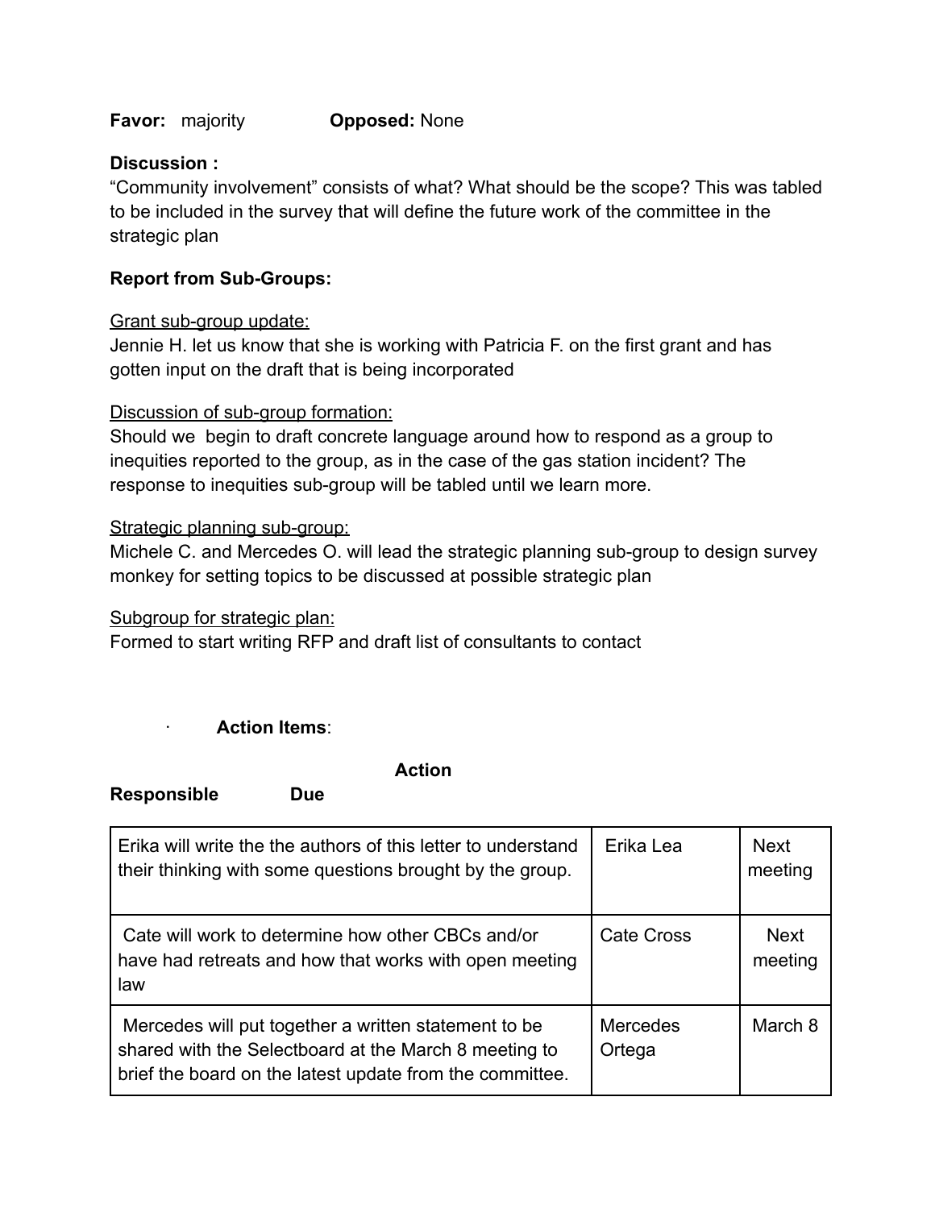**Favor:** majority **Opposed:** None

**Discussion :**
"Community involvement" consists of what? What should be the scope? This was tabled to be included in the survey that will define the future work of the committee in the strategic plan

**Report from Sub-Groups:**

Grant sub-group update:
Jennie H. let us know that she is working with Patricia F. on the first grant and has gotten input on the draft that is being incorporated

Discussion of sub-group formation:
Should we begin to draft concrete language around how to respond as a group to inequities reported to the group, as in the case of the gas station incident? The response to inequities sub-group will be tabled until we learn more.

Strategic planning sub-group:
Michele C. and Mercedes O. will lead the strategic planning sub-group to design survey monkey for setting topics to be discussed at possible strategic plan

Subgroup for strategic plan:
Formed to start writing RFP and draft list of consultants to contact

- **Action Items**:

| Action | Responsible | Due |
|---|---|---|
| Erika will write the the authors of this letter to understand their thinking with some questions brought by the group. | Erika Lea | Next meeting |
| Cate will work to determine how other CBCs and/or have had retreats and how that works with open meeting law | Cate Cross | Next meeting |
| Mercedes will put together a written statement to be shared with the Selectboard at the March 8 meeting to brief the board on the latest update from the committee. | Mercedes Ortega | March 8 |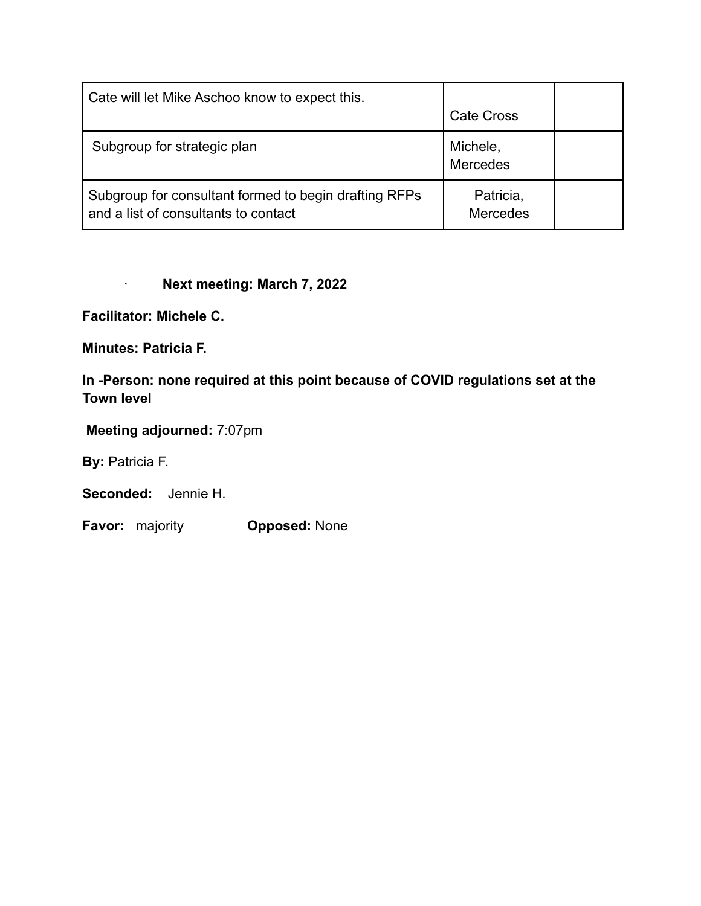| | | |
|---|---|---|
| Cate will let Mike Aschoo know to expect this. | Cate Cross | |
| Subgroup for strategic plan | Michele, Mercedes | |
| Subgroup for consultant formed to begin drafting RFPs and a list of consultants to contact | Patricia, Mercedes | |

- **Next meeting: March 7, 2022**

**Facilitator: Michele C.**

**Minutes: Patricia F.**

**In -Person: none required at this point because of COVID regulations set at the Town level**

**Meeting adjourned:** 7:07pm

**By:** Patricia F.

**Seconded:** Jennie H.

**Favor:** majority **Opposed:** None